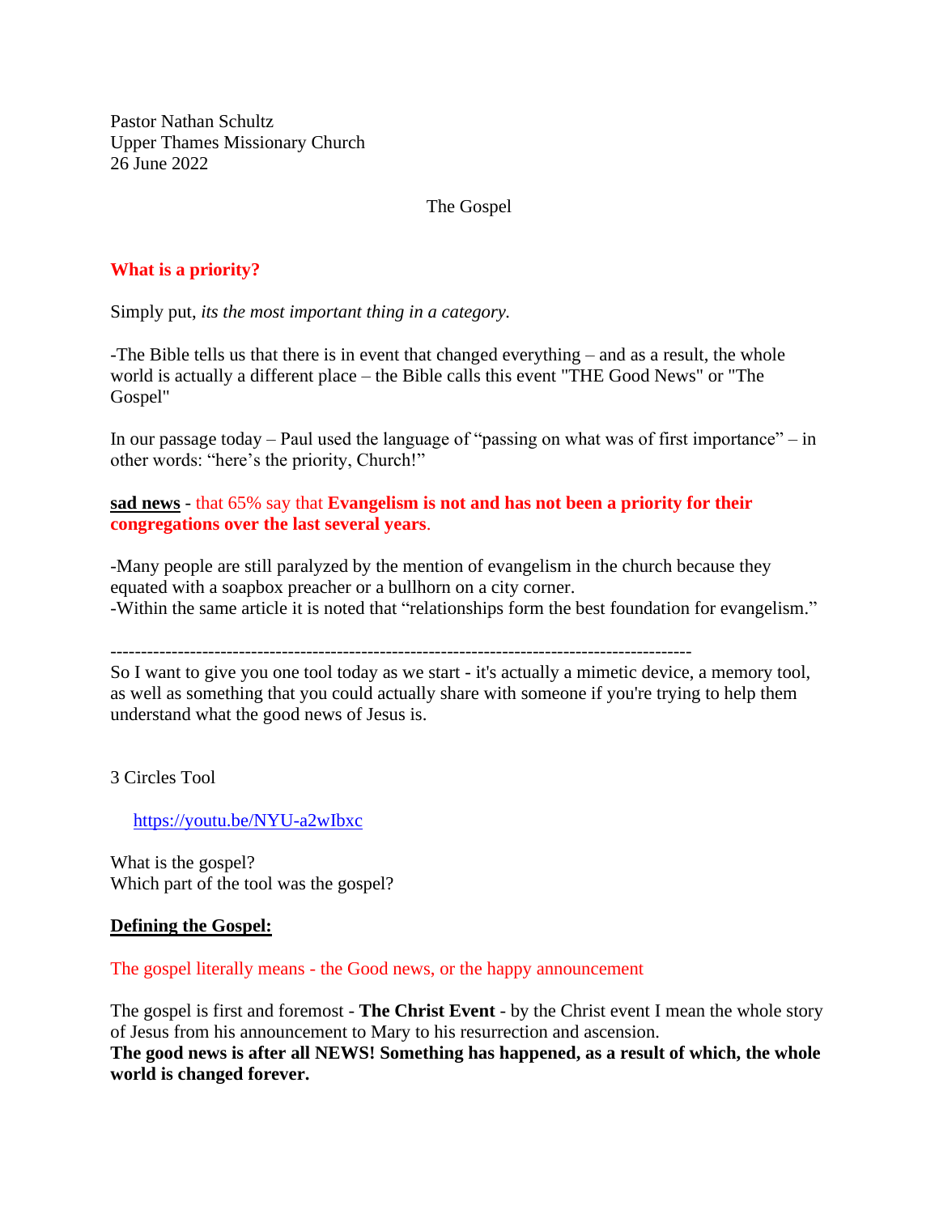Pastor Nathan Schultz
Upper Thames Missionary Church
26 June 2022

# The Gospel

## What is a priority?

Simply put, *its the most important thing in a category.*

-The Bible tells us that there is in event that changed everything – and as a result, the whole world is actually a different place – the Bible calls this event "THE Good News" or "The Gospel"

In our passage today – Paul used the language of "passing on what was of first importance" – in other words: "here's the priority, Church!"

**sad news** - that 65% say that **Evangelism is not and has not been a priority for their congregations over the last several years**.

-Many people are still paralyzed by the mention of evangelism in the church because they equated with a soapbox preacher or a bullhorn on a city corner.
-Within the same article it is noted that "relationships form the best foundation for evangelism."

---

So I want to give you one tool today as we start - it's actually a mimetic device, a memory tool, as well as something that you could actually share with someone if you're trying to help them understand what the good news of Jesus is.

3 Circles Tool

https://youtu.be/NYU-a2wIbxc

What is the gospel?
Which part of the tool was the gospel?

## Defining the Gospel:

The gospel literally means - the Good news, or the happy announcement

The gospel is first and foremost - **The Christ Event** - by the Christ event I mean the whole story of Jesus from his announcement to Mary to his resurrection and ascension.
**The good news is after all NEWS! Something has happened, as a result of which, the whole world is changed forever.**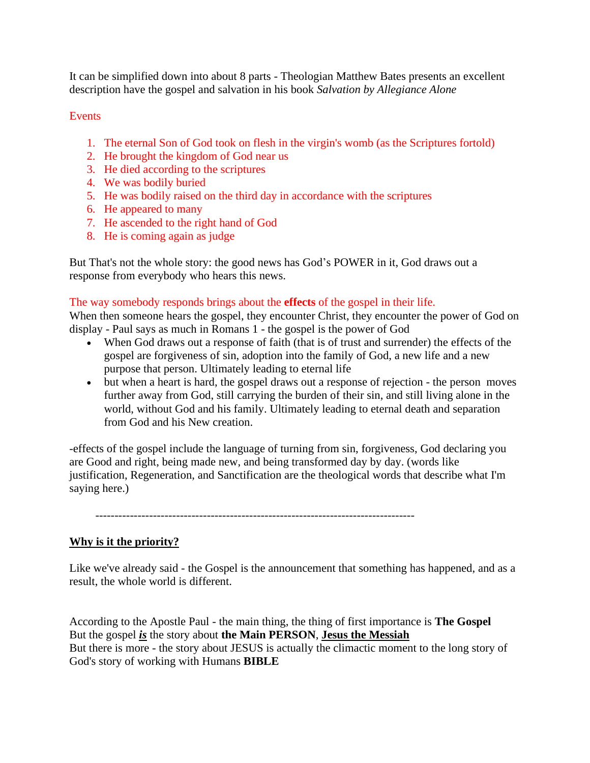It can be simplified down into about 8 parts - Theologian Matthew Bates presents an excellent description have the gospel and salvation in his book *Salvation by Allegiance Alone*

Events

1. The eternal Son of God took on flesh in the virgin's womb (as the Scriptures fortold)
2. He brought the kingdom of God near us
3. He died according to the scriptures
4. We was bodily buried
5. He was bodily raised on the third day in accordance with the scriptures
6. He appeared to many
7. He ascended to the right hand of God
8. He is coming again as judge

But That's not the whole story: the good news has God's POWER in it, God draws out a response from everybody who hears this news.

The way somebody responds brings about the **effects** of the gospel in their life.
When then someone hears the gospel, they encounter Christ, they encounter the power of God on display - Paul says as much in Romans 1 - the gospel is the power of God

- When God draws out a response of faith (that is of trust and surrender) the effects of the gospel are forgiveness of sin, adoption into the family of God, a new life and a new purpose that person. Ultimately leading to eternal life
- but when a heart is hard, the gospel draws out a response of rejection - the person moves further away from God, still carrying the burden of their sin, and still living alone in the world, without God and his family. Ultimately leading to eternal death and separation from God and his New creation.

-effects of the gospel include the language of turning from sin, forgiveness, God declaring you are Good and right, being made new, and being transformed day by day. (words like justification, Regeneration, and Sanctification are the theological words that describe what I'm saying here.)

--------------------------------------------------------------------------------

**Why is it the priority?**

Like we've already said - the Gospel is the announcement that something has happened, and as a result, the whole world is different.

According to the Apostle Paul - the main thing, the thing of first importance is **The Gospel**
But the gospel ***is*** the story about **the Main PERSON**, **Jesus the Messiah**
But there is more - the story about JESUS is actually the climactic moment to the long story of God's story of working with Humans **BIBLE**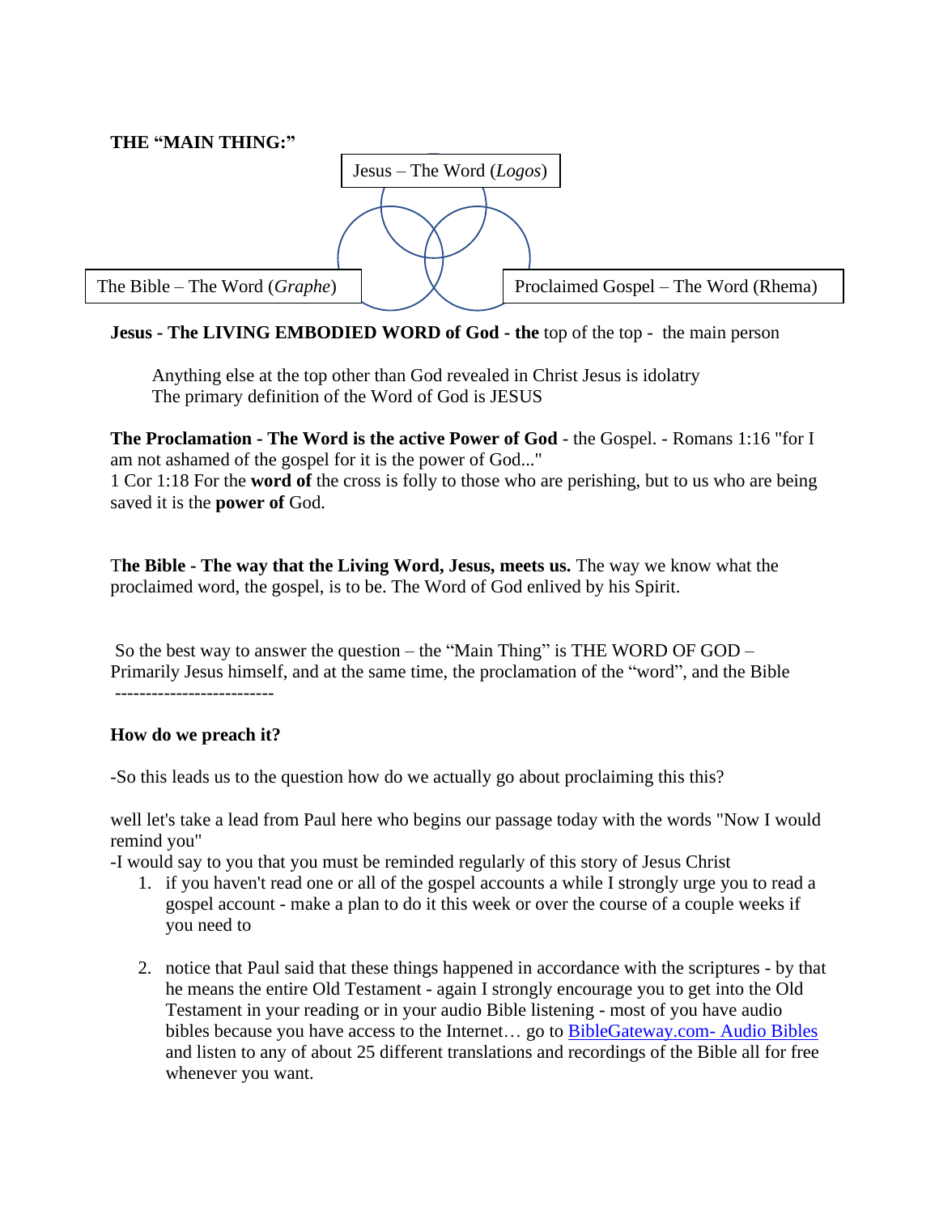**THE "MAIN THING:"**

Jesus – The Word (*Logos*)

The Bible – The Word (*Graphe*)

Proclaimed Gospel – The Word (Rhema)

**Jesus - The LIVING EMBODIED WORD of God - the** top of the top - the main person

Anything else at the top other than God revealed in Christ Jesus is idolatry
The primary definition of the Word of God is JESUS

**The Proclamation - The Word is the active Power of God** - the Gospel. - Romans 1:16 "for I am not ashamed of the gospel for it is the power of God..."
1 Cor 1:18 For the **word of** the cross is folly to those who are perishing, but to us who are being saved it is the **power of** God.

T**he Bible - The way that the Living Word, Jesus, meets us.** The way we know what the proclaimed word, the gospel, is to be. The Word of God enlived by his Spirit.

So the best way to answer the question – the "Main Thing" is THE WORD OF GOD – Primarily Jesus himself, and at the same time, the proclamation of the "word", and the Bible
--------------------------

**How do we preach it?**

-So this leads us to the question how do we actually go about proclaiming this this?

well let's take a lead from Paul here who begins our passage today with the words "Now I would remind you"
-I would say to you that you must be reminded regularly of this story of Jesus Christ

1. if you haven't read one or all of the gospel accounts a while I strongly urge you to read a gospel account - make a plan to do it this week or over the course of a couple weeks if you need to

2. notice that Paul said that these things happened in accordance with the scriptures - by that he means the entire Old Testament - again I strongly encourage you to get into the Old Testament in your reading or in your audio Bible listening - most of you have audio bibles because you have access to the Internet… go to BibleGateway.com- Audio Bibles and listen to any of about 25 different translations and recordings of the Bible all for free whenever you want.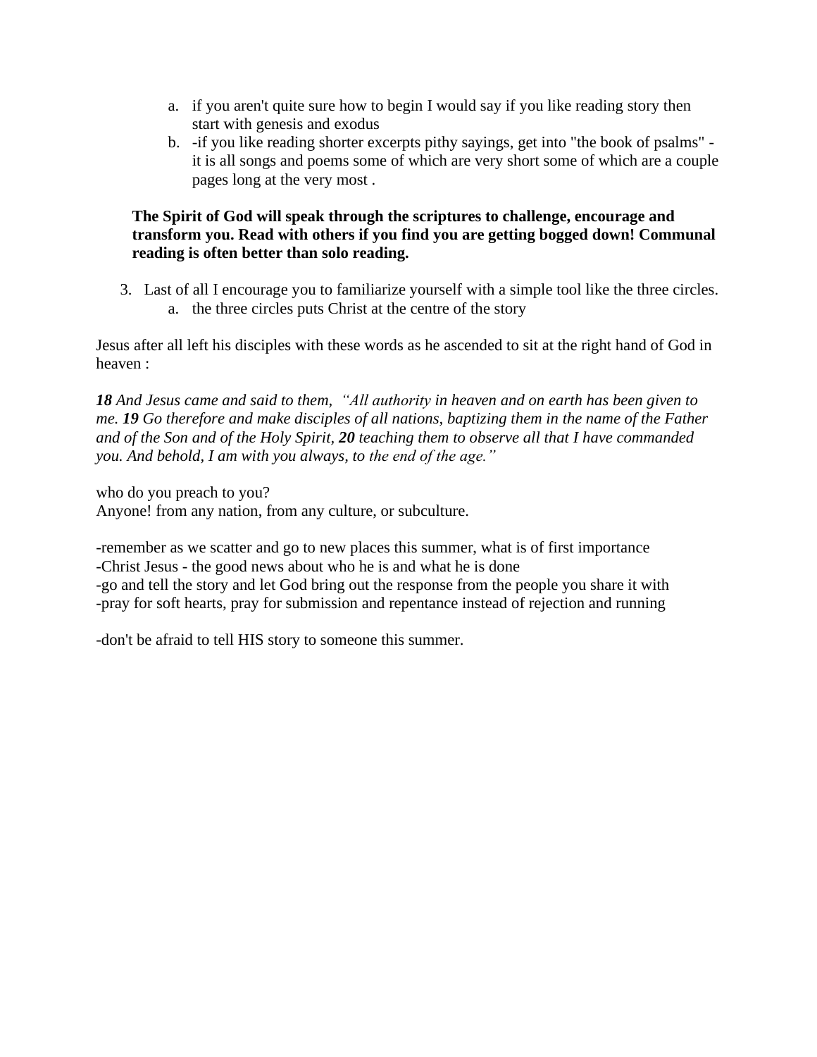a. if you aren't quite sure how to begin I would say if you like reading story then start with genesis and exodus
   b. -if you like reading shorter excerpts pithy sayings, get into "the book of psalms" - it is all songs and poems some of which are very short some of which are a couple pages long at the very most .

**The Spirit of God will speak through the scriptures to challenge, encourage and transform you. Read with others if you find you are getting bogged down! Communal reading is often better than solo reading.**

3. Last of all I encourage you to familiarize yourself with a simple tool like the three circles.
   a. the three circles puts Christ at the centre of the story

Jesus after all left his disciples with these words as he ascended to sit at the right hand of God in heaven :

***18*** *And Jesus came and said to them, "All authority in heaven and on earth has been given to me.* ***19*** *Go therefore and make disciples of all nations, baptizing them in the name of the Father and of the Son and of the Holy Spirit,* ***20*** *teaching them to observe all that I have commanded you. And behold, I am with you always, to the end of the age."*

who do you preach to you?
Anyone! from any nation, from any culture, or subculture.

-remember as we scatter and go to new places this summer, what is of first importance
-Christ Jesus - the good news about who he is and what he is done
-go and tell the story and let God bring out the response from the people you share it with
-pray for soft hearts, pray for submission and repentance instead of rejection and running

-don't be afraid to tell HIS story to someone this summer.